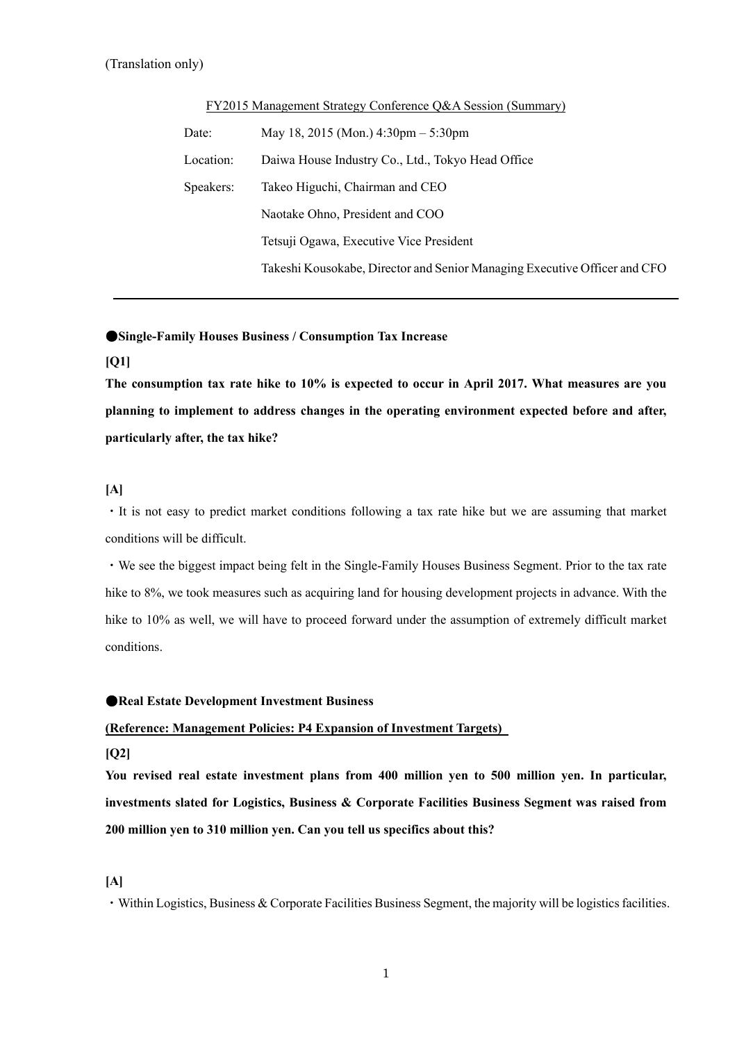(Translation only)

FY2015 Management Strategy Conference Q&A Session (Summary)

| | |
|---|---|
| Date: | May 18, 2015 (Mon.) 4:30pm – 5:30pm |
| Location: | Daiwa House Industry Co., Ltd., Tokyo Head Office |
| Speakers: | Takeo Higuchi, Chairman and CEO |
| | Naotake Ohno, President and COO |
| | Tetsuji Ogawa, Executive Vice President |
| | Takeshi Kousokabe, Director and Senior Managing Executive Officer and CFO |

---

## ●Single-Family Houses Business / Consumption Tax Increase

**[Q1]**

**The consumption tax rate hike to 10% is expected to occur in April 2017. What measures are you planning to implement to address changes in the operating environment expected before and after, particularly after, the tax hike?**

**[A]**

・It is not easy to predict market conditions following a tax rate hike but we are assuming that market conditions will be difficult.

・We see the biggest impact being felt in the Single-Family Houses Business Segment. Prior to the tax rate hike to 8%, we took measures such as acquiring land for housing development projects in advance. With the hike to 10% as well, we will have to proceed forward under the assumption of extremely difficult market conditions.

## ●Real Estate Development Investment Business

**(Reference: Management Policies: P4 Expansion of Investment Targets)**

**[Q2]**

**You revised real estate investment plans from 400 million yen to 500 million yen. In particular, investments slated for Logistics, Business & Corporate Facilities Business Segment was raised from 200 million yen to 310 million yen. Can you tell us specifics about this?**

**[A]**

・Within Logistics, Business & Corporate Facilities Business Segment, the majority will be logistics facilities.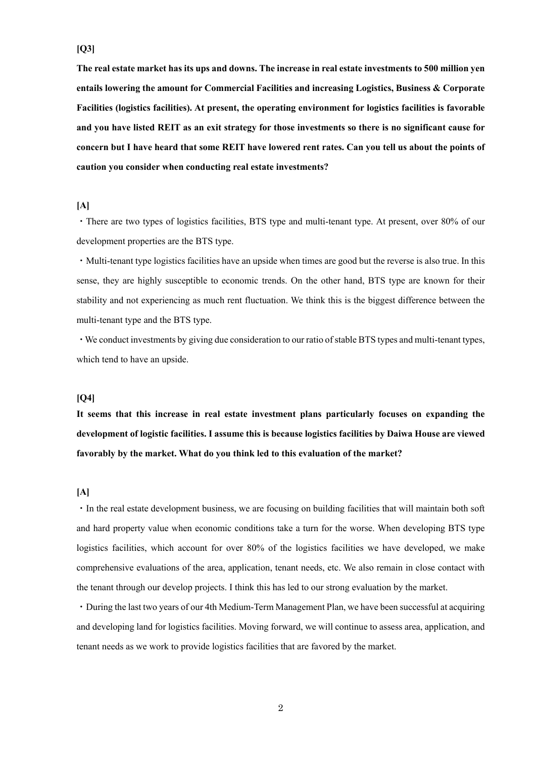**[Q3]**

**The real estate market has its ups and downs. The increase in real estate investments to 500 million yen entails lowering the amount for Commercial Facilities and increasing Logistics, Business & Corporate Facilities (logistics facilities). At present, the operating environment for logistics facilities is favorable and you have listed REIT as an exit strategy for those investments so there is no significant cause for concern but I have heard that some REIT have lowered rent rates. Can you tell us about the points of caution you consider when conducting real estate investments?**

**[A]**

・There are two types of logistics facilities, BTS type and multi-tenant type. At present, over 80% of our development properties are the BTS type.

・Multi-tenant type logistics facilities have an upside when times are good but the reverse is also true. In this sense, they are highly susceptible to economic trends. On the other hand, BTS type are known for their stability and not experiencing as much rent fluctuation. We think this is the biggest difference between the multi-tenant type and the BTS type.

・We conduct investments by giving due consideration to our ratio of stable BTS types and multi-tenant types, which tend to have an upside.

**[Q4]**

**It seems that this increase in real estate investment plans particularly focuses on expanding the development of logistic facilities. I assume this is because logistics facilities by Daiwa House are viewed favorably by the market. What do you think led to this evaluation of the market?**

**[A]**

・In the real estate development business, we are focusing on building facilities that will maintain both soft and hard property value when economic conditions take a turn for the worse. When developing BTS type logistics facilities, which account for over 80% of the logistics facilities we have developed, we make comprehensive evaluations of the area, application, tenant needs, etc. We also remain in close contact with the tenant through our develop projects. I think this has led to our strong evaluation by the market.

・During the last two years of our 4th Medium-Term Management Plan, we have been successful at acquiring and developing land for logistics facilities. Moving forward, we will continue to assess area, application, and tenant needs as we work to provide logistics facilities that are favored by the market.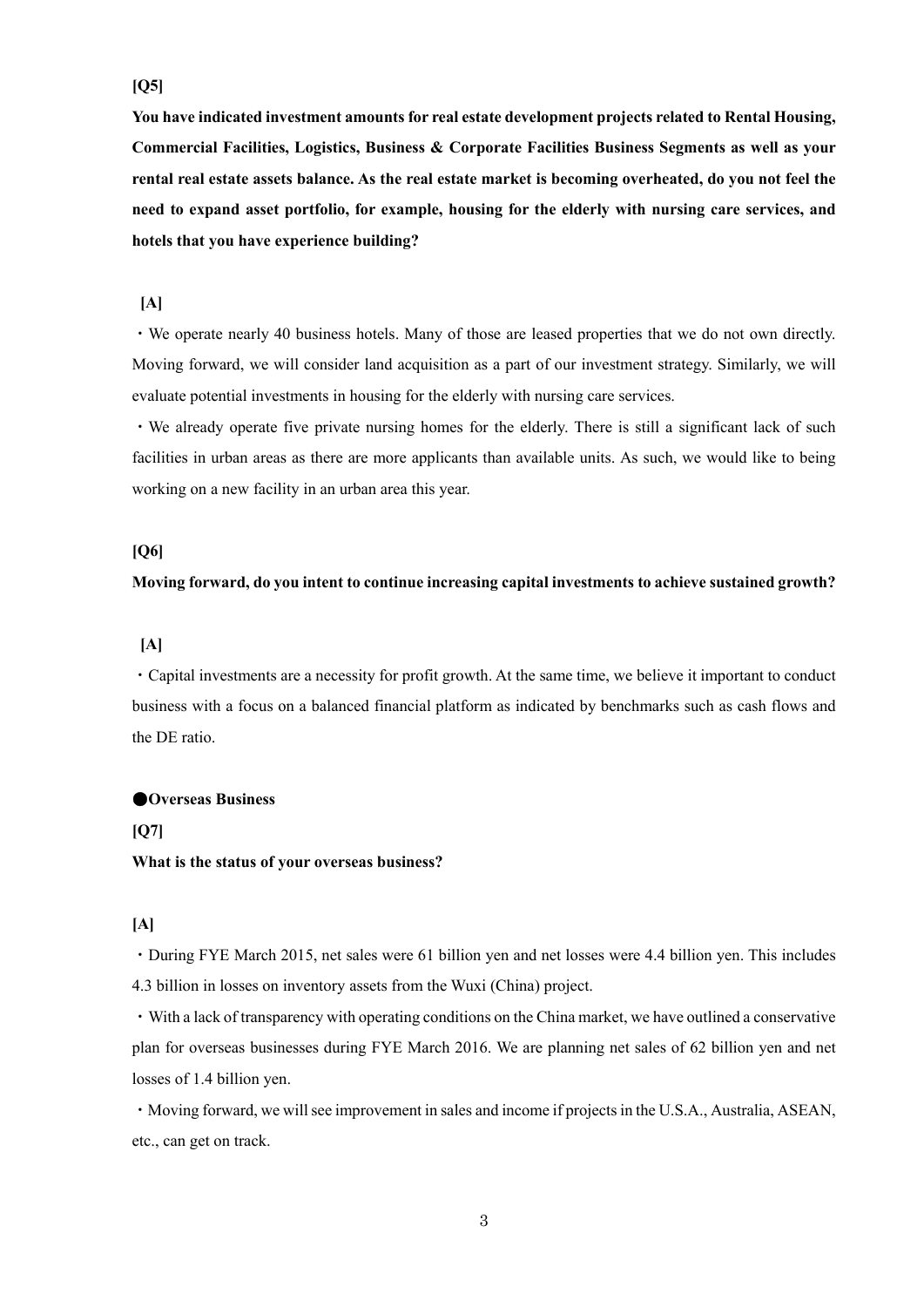**[Q5]**

**You have indicated investment amounts for real estate development projects related to Rental Housing, Commercial Facilities, Logistics, Business & Corporate Facilities Business Segments as well as your rental real estate assets balance. As the real estate market is becoming overheated, do you not feel the need to expand asset portfolio, for example, housing for the elderly with nursing care services, and hotels that you have experience building?**

**[A]**

・We operate nearly 40 business hotels. Many of those are leased properties that we do not own directly. Moving forward, we will consider land acquisition as a part of our investment strategy. Similarly, we will evaluate potential investments in housing for the elderly with nursing care services.

・We already operate five private nursing homes for the elderly. There is still a significant lack of such facilities in urban areas as there are more applicants than available units. As such, we would like to being working on a new facility in an urban area this year.

**[Q6]**

**Moving forward, do you intent to continue increasing capital investments to achieve sustained growth?**

**[A]**

・Capital investments are a necessity for profit growth. At the same time, we believe it important to conduct business with a focus on a balanced financial platform as indicated by benchmarks such as cash flows and the DE ratio.

**●Overseas Business**

**[Q7]**

**What is the status of your overseas business?**

**[A]**

・During FYE March 2015, net sales were 61 billion yen and net losses were 4.4 billion yen. This includes 4.3 billion in losses on inventory assets from the Wuxi (China) project.

・With a lack of transparency with operating conditions on the China market, we have outlined a conservative plan for overseas businesses during FYE March 2016. We are planning net sales of 62 billion yen and net losses of 1.4 billion yen.

・Moving forward, we will see improvement in sales and income if projects in the U.S.A., Australia, ASEAN, etc., can get on track.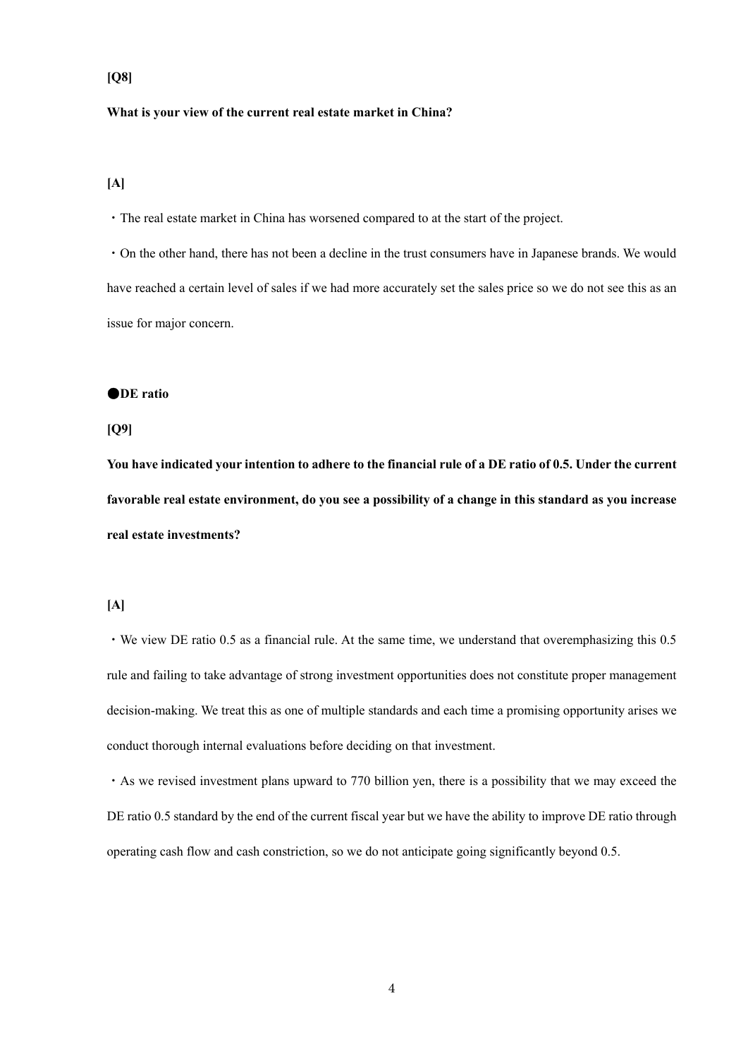**[Q8]**

**What is your view of the current real estate market in China?**

**[A]**

・The real estate market in China has worsened compared to at the start of the project.

・On the other hand, there has not been a decline in the trust consumers have in Japanese brands. We would have reached a certain level of sales if we had more accurately set the sales price so we do not see this as an issue for major concern.

**●DE ratio**

**[Q9]**

**You have indicated your intention to adhere to the financial rule of a DE ratio of 0.5. Under the current favorable real estate environment, do you see a possibility of a change in this standard as you increase real estate investments?**

**[A]**

・We view DE ratio 0.5 as a financial rule. At the same time, we understand that overemphasizing this 0.5 rule and failing to take advantage of strong investment opportunities does not constitute proper management decision-making. We treat this as one of multiple standards and each time a promising opportunity arises we conduct thorough internal evaluations before deciding on that investment.

・As we revised investment plans upward to 770 billion yen, there is a possibility that we may exceed the DE ratio 0.5 standard by the end of the current fiscal year but we have the ability to improve DE ratio through operating cash flow and cash constriction, so we do not anticipate going significantly beyond 0.5.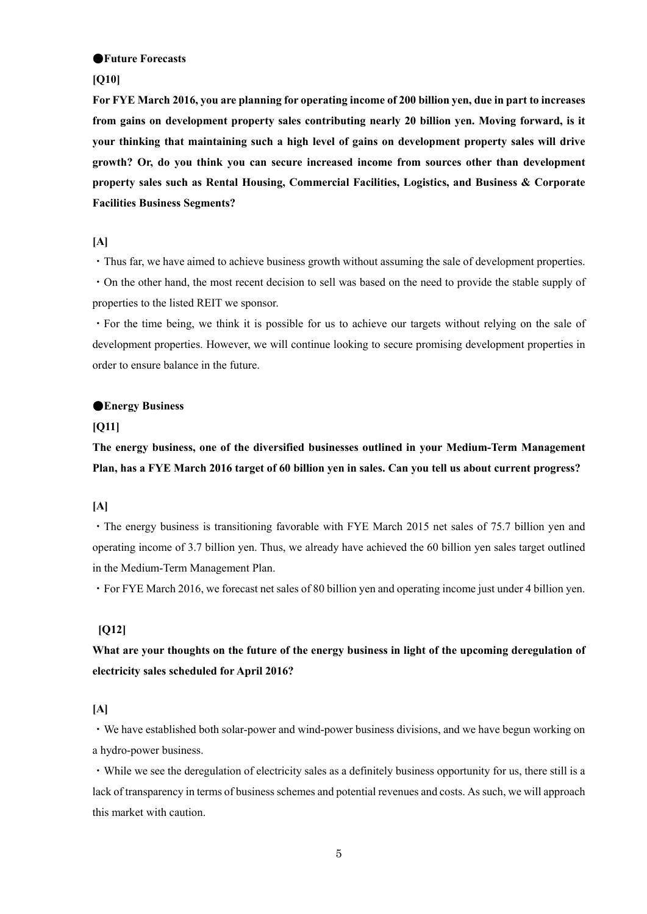●**Future Forecasts**

**[Q10]**

**For FYE March 2016, you are planning for operating income of 200 billion yen, due in part to increases from gains on development property sales contributing nearly 20 billion yen. Moving forward, is it your thinking that maintaining such a high level of gains on development property sales will drive growth? Or, do you think you can secure increased income from sources other than development property sales such as Rental Housing, Commercial Facilities, Logistics, and Business & Corporate Facilities Business Segments?**

**[A]**

・Thus far, we have aimed to achieve business growth without assuming the sale of development properties.

・On the other hand, the most recent decision to sell was based on the need to provide the stable supply of properties to the listed REIT we sponsor.

・For the time being, we think it is possible for us to achieve our targets without relying on the sale of development properties. However, we will continue looking to secure promising development properties in order to ensure balance in the future.

●**Energy Business**

**[Q11]**

**The energy business, one of the diversified businesses outlined in your Medium-Term Management Plan, has a FYE March 2016 target of 60 billion yen in sales. Can you tell us about current progress?**

**[A]**

・The energy business is transitioning favorable with FYE March 2015 net sales of 75.7 billion yen and operating income of 3.7 billion yen. Thus, we already have achieved the 60 billion yen sales target outlined in the Medium-Term Management Plan.

・For FYE March 2016, we forecast net sales of 80 billion yen and operating income just under 4 billion yen.

**[Q12]**

**What are your thoughts on the future of the energy business in light of the upcoming deregulation of electricity sales scheduled for April 2016?**

**[A]**

・We have established both solar-power and wind-power business divisions, and we have begun working on a hydro-power business.

・While we see the deregulation of electricity sales as a definitely business opportunity for us, there still is a lack of transparency in terms of business schemes and potential revenues and costs. As such, we will approach this market with caution.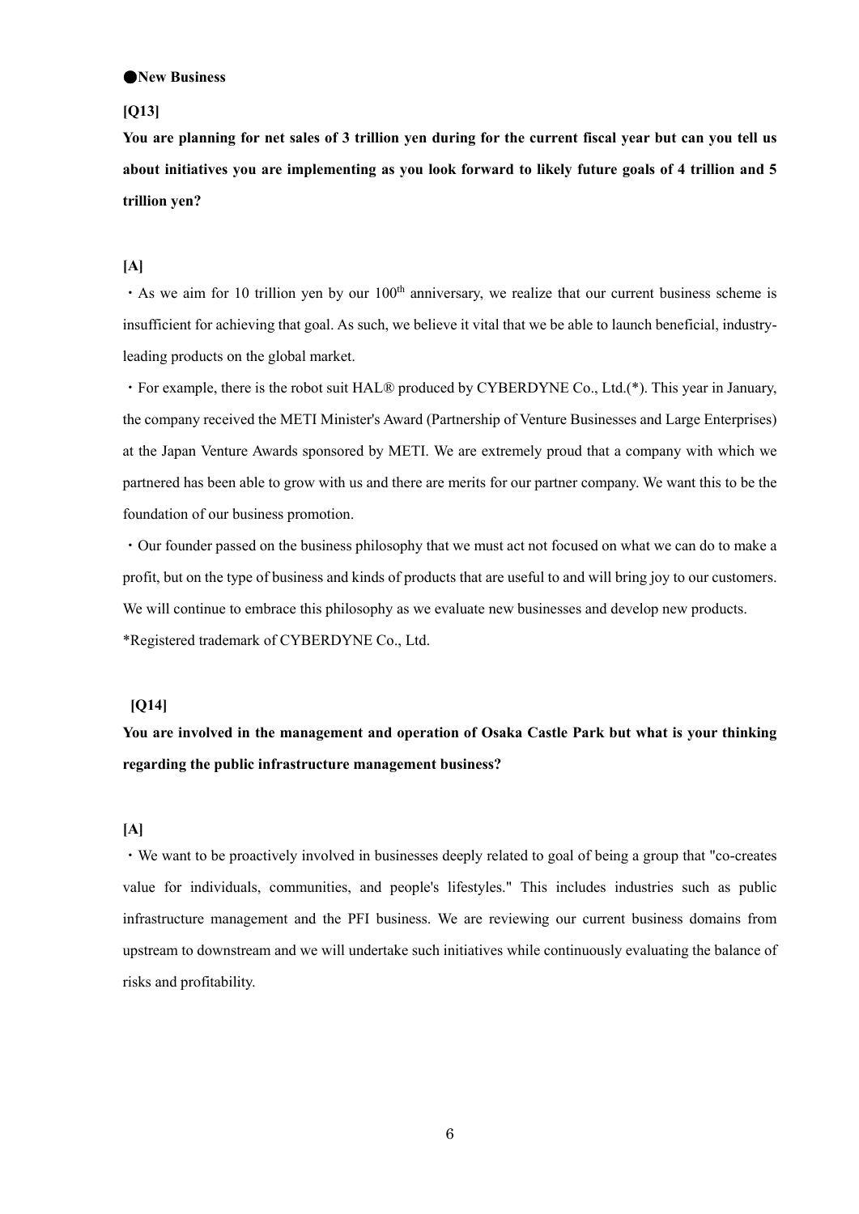●**New Business**

**[Q13]**

**You are planning for net sales of 3 trillion yen during for the current fiscal year but can you tell us about initiatives you are implementing as you look forward to likely future goals of 4 trillion and 5 trillion yen?**

**[A]**

・As we aim for 10 trillion yen by our 100th anniversary, we realize that our current business scheme is insufficient for achieving that goal. As such, we believe it vital that we be able to launch beneficial, industry-leading products on the global market.

・For example, there is the robot suit HAL® produced by CYBERDYNE Co., Ltd.(*). This year in January, the company received the METI Minister's Award (Partnership of Venture Businesses and Large Enterprises) at the Japan Venture Awards sponsored by METI. We are extremely proud that a company with which we partnered has been able to grow with us and there are merits for our partner company. We want this to be the foundation of our business promotion.

・Our founder passed on the business philosophy that we must act not focused on what we can do to make a profit, but on the type of business and kinds of products that are useful to and will bring joy to our customers. We will continue to embrace this philosophy as we evaluate new businesses and develop new products.

*Registered trademark of CYBERDYNE Co., Ltd.

**[Q14]**

**You are involved in the management and operation of Osaka Castle Park but what is your thinking regarding the public infrastructure management business?**

**[A]**

・We want to be proactively involved in businesses deeply related to goal of being a group that "co-creates value for individuals, communities, and people's lifestyles." This includes industries such as public infrastructure management and the PFI business. We are reviewing our current business domains from upstream to downstream and we will undertake such initiatives while continuously evaluating the balance of risks and profitability.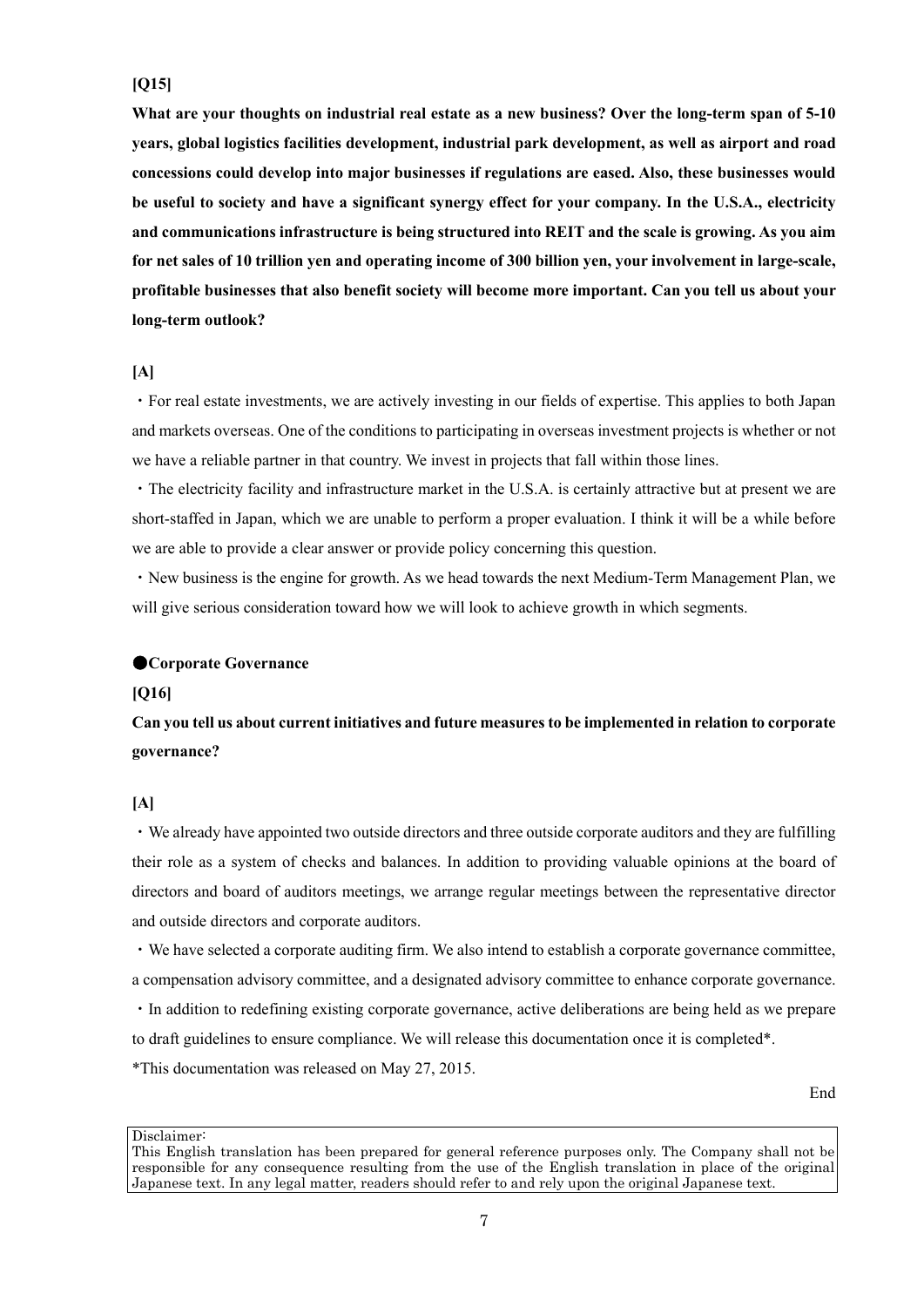**[Q15]**

**What are your thoughts on industrial real estate as a new business? Over the long-term span of 5-10 years, global logistics facilities development, industrial park development, as well as airport and road concessions could develop into major businesses if regulations are eased. Also, these businesses would be useful to society and have a significant synergy effect for your company. In the U.S.A., electricity and communications infrastructure is being structured into REIT and the scale is growing. As you aim for net sales of 10 trillion yen and operating income of 300 billion yen, your involvement in large-scale, profitable businesses that also benefit society will become more important. Can you tell us about your long-term outlook?**

**[A]**

・For real estate investments, we are actively investing in our fields of expertise. This applies to both Japan and markets overseas. One of the conditions to participating in overseas investment projects is whether or not we have a reliable partner in that country. We invest in projects that fall within those lines.

・The electricity facility and infrastructure market in the U.S.A. is certainly attractive but at present we are short-staffed in Japan, which we are unable to perform a proper evaluation. I think it will be a while before we are able to provide a clear answer or provide policy concerning this question.

・New business is the engine for growth. As we head towards the next Medium-Term Management Plan, we will give serious consideration toward how we will look to achieve growth in which segments.

**●Corporate Governance**

**[Q16]**

**Can you tell us about current initiatives and future measures to be implemented in relation to corporate governance?**

**[A]**

・We already have appointed two outside directors and three outside corporate auditors and they are fulfilling their role as a system of checks and balances. In addition to providing valuable opinions at the board of directors and board of auditors meetings, we arrange regular meetings between the representative director and outside directors and corporate auditors.

・We have selected a corporate auditing firm. We also intend to establish a corporate governance committee, a compensation advisory committee, and a designated advisory committee to enhance corporate governance.

・In addition to redefining existing corporate governance, active deliberations are being held as we prepare to draft guidelines to ensure compliance. We will release this documentation once it is completed*.

*This documentation was released on May 27, 2015.

End

Disclaimer:
This English translation has been prepared for general reference purposes only. The Company shall not be responsible for any consequence resulting from the use of the English translation in place of the original Japanese text. In any legal matter, readers should refer to and rely upon the original Japanese text.